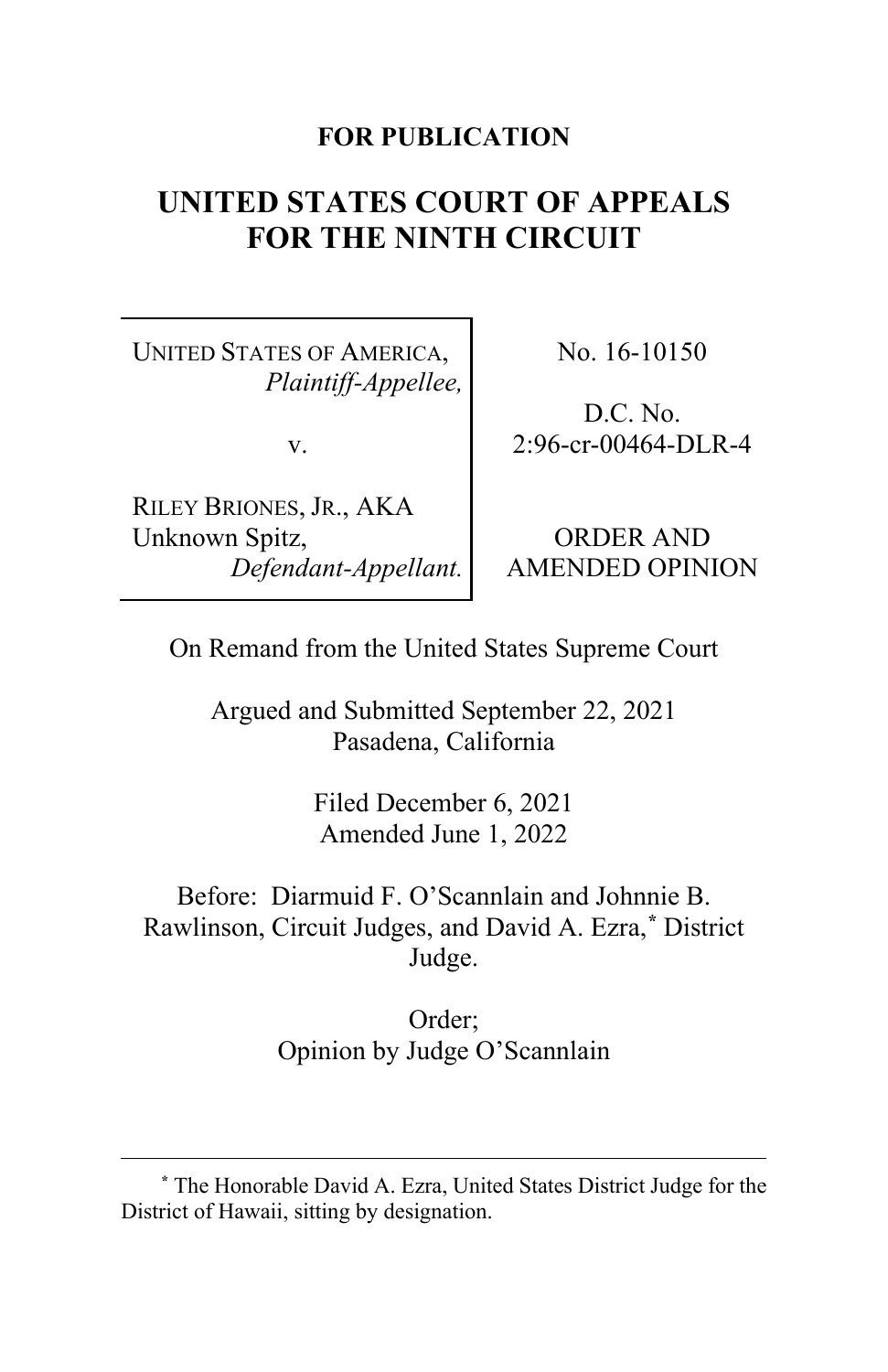**FOR PUBLICATION**

# UNITED STATES COURT OF APPEALS FOR THE NINTH CIRCUIT

| | |
|---|---|
| UNITED STATES OF AMERICA, *Plaintiff-Appellee,* <br><br> v. <br><br> RILEY BRIONES, JR., AKA Unknown Spitz, *Defendant-Appellant.* | No. 16-10150 <br><br> D.C. No. 2:96-cr-00464-DLR-4 <br><br> ORDER AND AMENDED OPINION |

On Remand from the United States Supreme Court

Argued and Submitted September 22, 2021
Pasadena, California

Filed December 6, 2021
Amended June 1, 2022

Before: Diarmuid F. O'Scannlain and Johnnie B. Rawlinson, Circuit Judges, and David A. Ezra,[*] District Judge.

Order;
Opinion by Judge O'Scannlain

---

[*] The Honorable David A. Ezra, United States District Judge for the District of Hawaii, sitting by designation.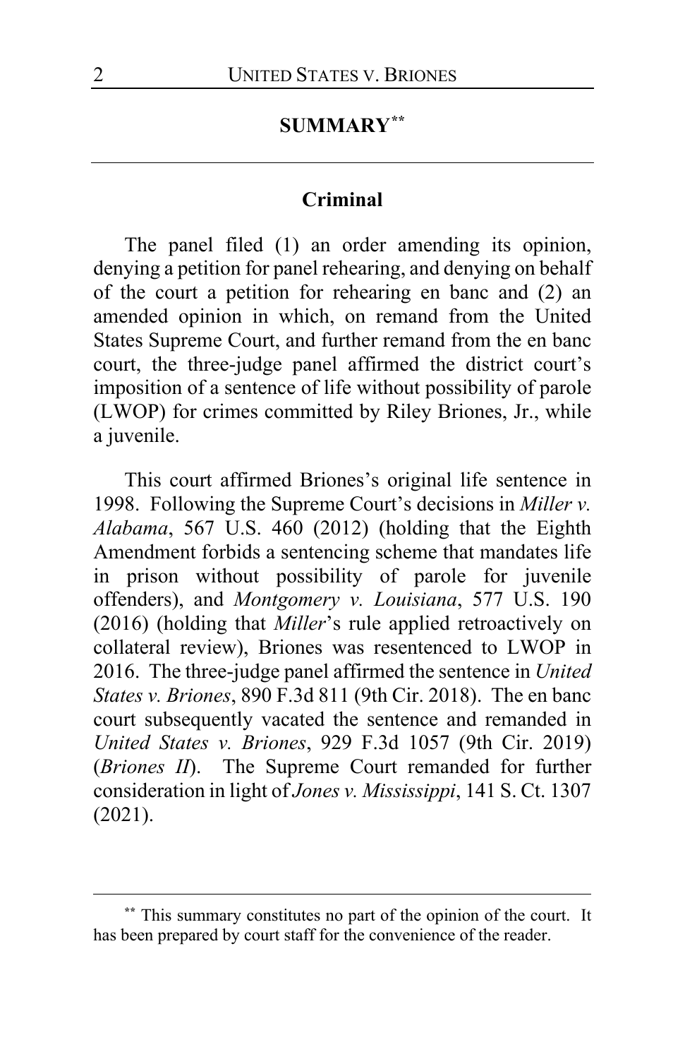## SUMMARY[**]

### Criminal

The panel filed (1) an order amending its opinion, denying a petition for panel rehearing, and denying on behalf of the court a petition for rehearing en banc and (2) an amended opinion in which, on remand from the United States Supreme Court, and further remand from the en banc court, the three-judge panel affirmed the district court's imposition of a sentence of life without possibility of parole (LWOP) for crimes committed by Riley Briones, Jr., while a juvenile.

This court affirmed Briones's original life sentence in 1998. Following the Supreme Court's decisions in *Miller v. Alabama*, 567 U.S. 460 (2012) (holding that the Eighth Amendment forbids a sentencing scheme that mandates life in prison without possibility of parole for juvenile offenders), and *Montgomery v. Louisiana*, 577 U.S. 190 (2016) (holding that *Miller*'s rule applied retroactively on collateral review), Briones was resentenced to LWOP in 2016. The three-judge panel affirmed the sentence in *United States v. Briones*, 890 F.3d 811 (9th Cir. 2018). The en banc court subsequently vacated the sentence and remanded in *United States v. Briones*, 929 F.3d 1057 (9th Cir. 2019) (*Briones II*). The Supreme Court remanded for further consideration in light of *Jones v. Mississippi*, 141 S. Ct. 1307 (2021).

---

[**] This summary constitutes no part of the opinion of the court. It has been prepared by court staff for the convenience of the reader.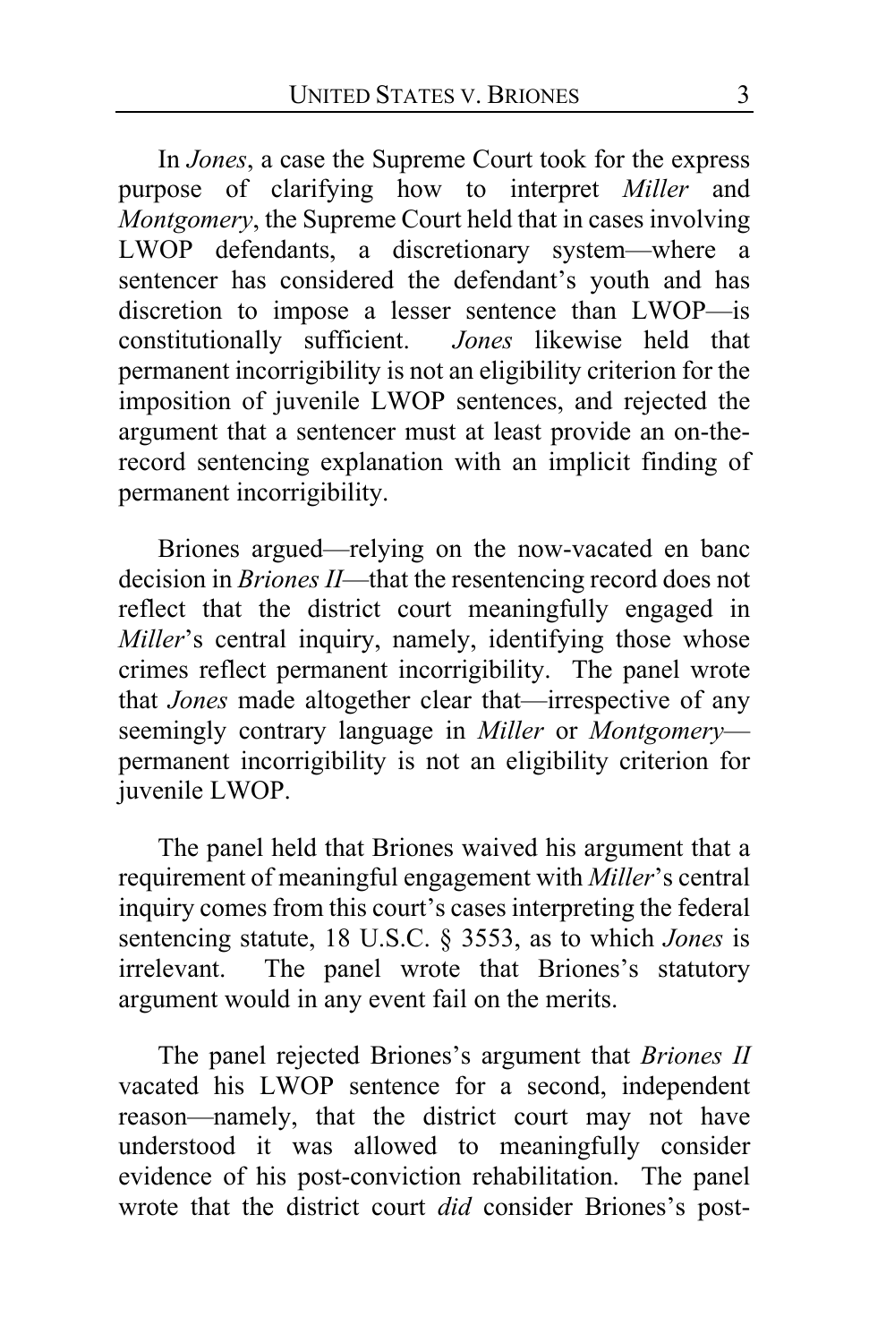In *Jones*, a case the Supreme Court took for the express purpose of clarifying how to interpret *Miller* and *Montgomery*, the Supreme Court held that in cases involving LWOP defendants, a discretionary system—where a sentencer has considered the defendant's youth and has discretion to impose a lesser sentence than LWOP—is constitutionally sufficient. *Jones* likewise held that permanent incorrigibility is not an eligibility criterion for the imposition of juvenile LWOP sentences, and rejected the argument that a sentencer must at least provide an on-the-record sentencing explanation with an implicit finding of permanent incorrigibility.

Briones argued—relying on the now-vacated en banc decision in *Briones II*—that the resentencing record does not reflect that the district court meaningfully engaged in *Miller*'s central inquiry, namely, identifying those whose crimes reflect permanent incorrigibility. The panel wrote that *Jones* made altogether clear that—irrespective of any seemingly contrary language in *Miller* or *Montgomery*—permanent incorrigibility is not an eligibility criterion for juvenile LWOP.

The panel held that Briones waived his argument that a requirement of meaningful engagement with *Miller*'s central inquiry comes from this court's cases interpreting the federal sentencing statute, 18 U.S.C. § 3553, as to which *Jones* is irrelevant. The panel wrote that Briones's statutory argument would in any event fail on the merits.

The panel rejected Briones's argument that *Briones II* vacated his LWOP sentence for a second, independent reason—namely, that the district court may not have understood it was allowed to meaningfully consider evidence of his post-conviction rehabilitation. The panel wrote that the district court *did* consider Briones's post-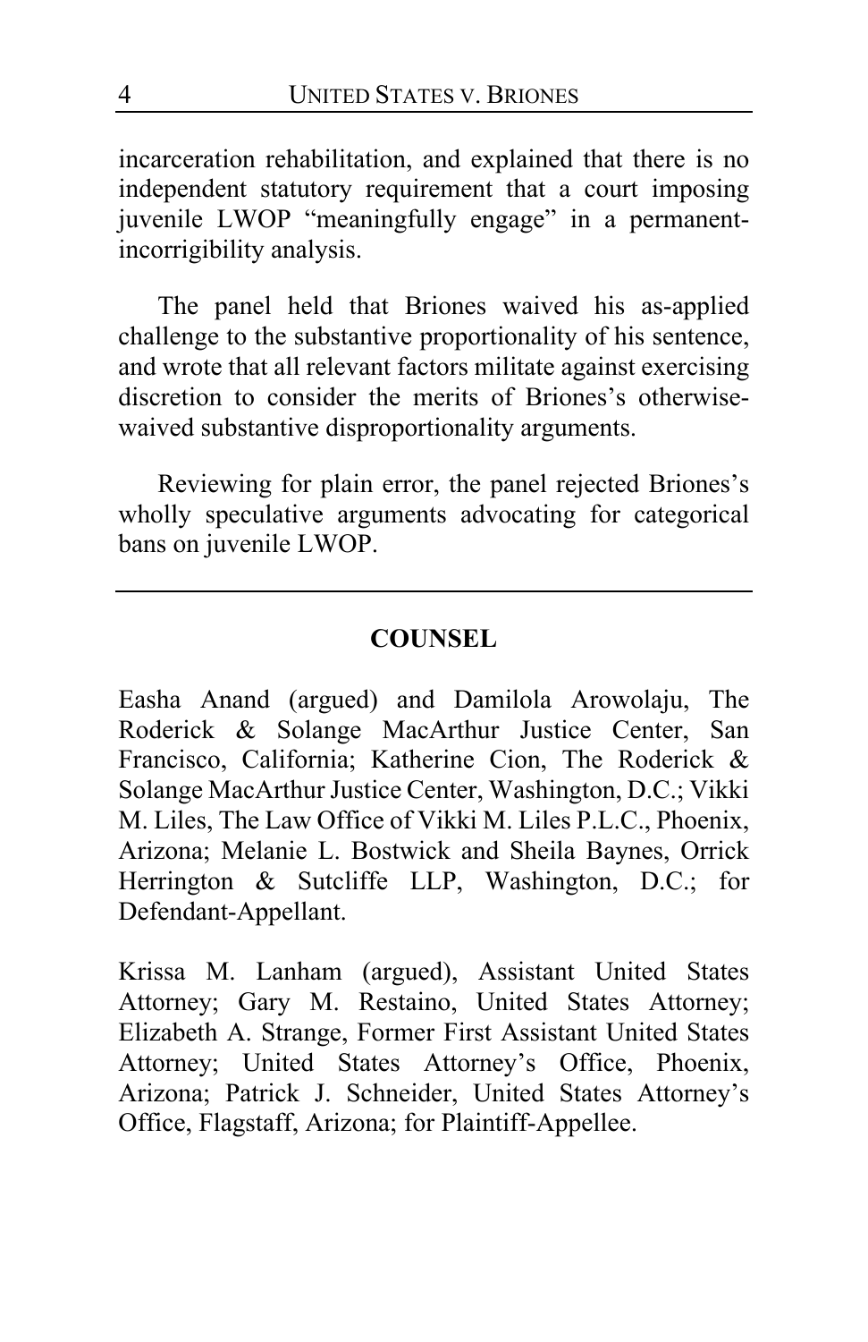incarceration rehabilitation, and explained that there is no independent statutory requirement that a court imposing juvenile LWOP "meaningfully engage" in a permanent-incorrigibility analysis.

The panel held that Briones waived his as-applied challenge to the substantive proportionality of his sentence, and wrote that all relevant factors militate against exercising discretion to consider the merits of Briones's otherwise-waived substantive disproportionality arguments.

Reviewing for plain error, the panel rejected Briones's wholly speculative arguments advocating for categorical bans on juvenile LWOP.

---

## COUNSEL

Easha Anand (argued) and Damilola Arowolaju, The Roderick & Solange MacArthur Justice Center, San Francisco, California; Katherine Cion, The Roderick & Solange MacArthur Justice Center, Washington, D.C.; Vikki M. Liles, The Law Office of Vikki M. Liles P.L.C., Phoenix, Arizona; Melanie L. Bostwick and Sheila Baynes, Orrick Herrington & Sutcliffe LLP, Washington, D.C.; for Defendant-Appellant.

Krissa M. Lanham (argued), Assistant United States Attorney; Gary M. Restaino, United States Attorney; Elizabeth A. Strange, Former First Assistant United States Attorney; United States Attorney's Office, Phoenix, Arizona; Patrick J. Schneider, United States Attorney's Office, Flagstaff, Arizona; for Plaintiff-Appellee.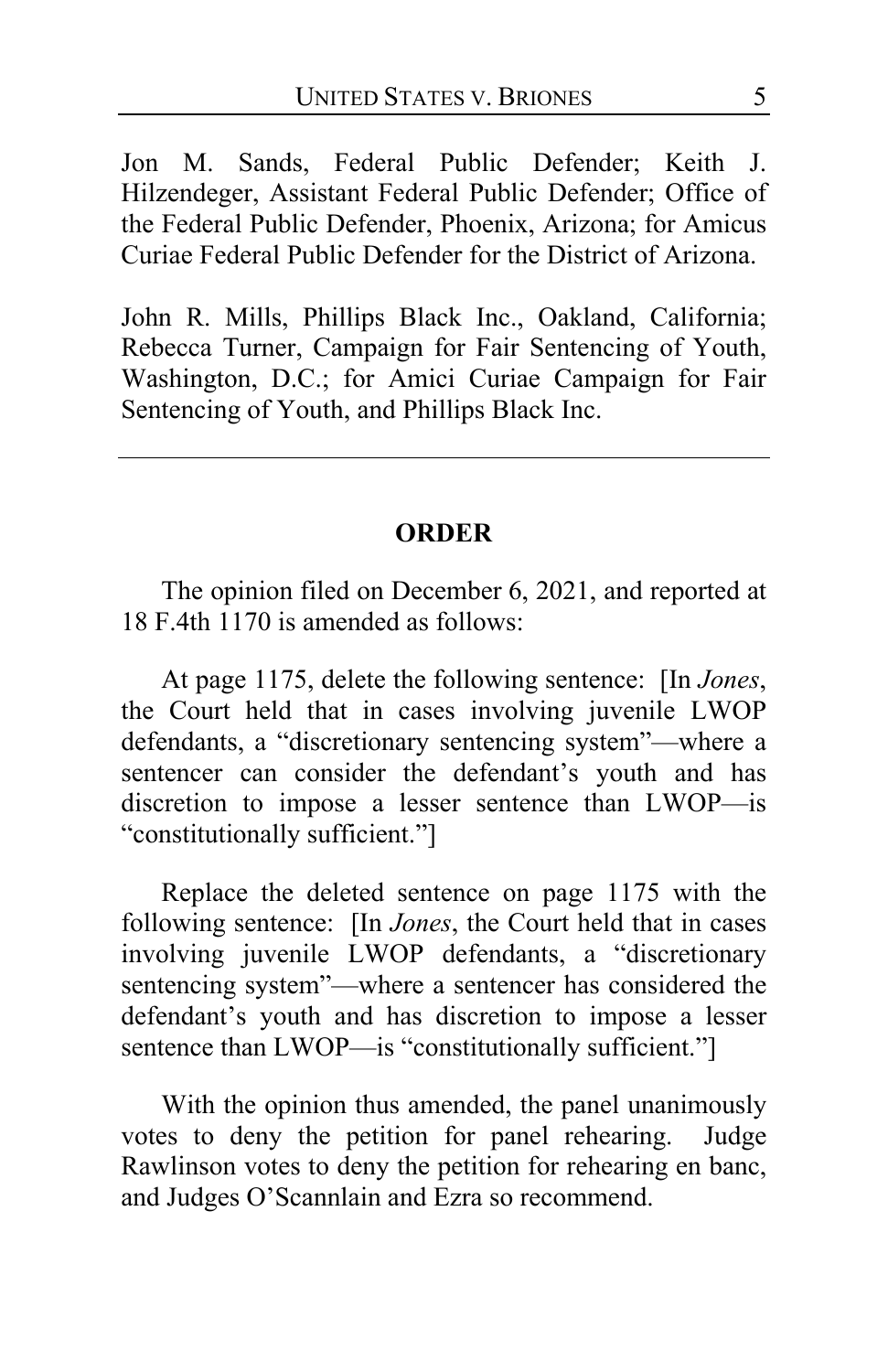Jon M. Sands, Federal Public Defender; Keith J. Hilzendeger, Assistant Federal Public Defender; Office of the Federal Public Defender, Phoenix, Arizona; for Amicus Curiae Federal Public Defender for the District of Arizona.

John R. Mills, Phillips Black Inc., Oakland, California; Rebecca Turner, Campaign for Fair Sentencing of Youth, Washington, D.C.; for Amici Curiae Campaign for Fair Sentencing of Youth, and Phillips Black Inc.

---

## ORDER

The opinion filed on December 6, 2021, and reported at 18 F.4th 1170 is amended as follows:

At page 1175, delete the following sentence: [In *Jones*, the Court held that in cases involving juvenile LWOP defendants, a "discretionary sentencing system"—where a sentencer can consider the defendant's youth and has discretion to impose a lesser sentence than LWOP—is "constitutionally sufficient."]

Replace the deleted sentence on page 1175 with the following sentence: [In *Jones*, the Court held that in cases involving juvenile LWOP defendants, a "discretionary sentencing system"—where a sentencer has considered the defendant's youth and has discretion to impose a lesser sentence than LWOP—is "constitutionally sufficient."]

With the opinion thus amended, the panel unanimously votes to deny the petition for panel rehearing. Judge Rawlinson votes to deny the petition for rehearing en banc, and Judges O'Scannlain and Ezra so recommend.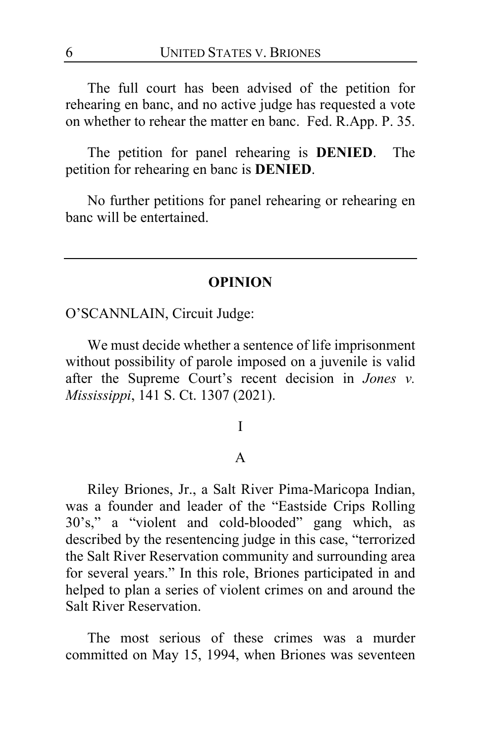The full court has been advised of the petition for rehearing en banc, and no active judge has requested a vote on whether to rehear the matter en banc. Fed. R.App. P. 35.

The petition for panel rehearing is **DENIED**. The petition for rehearing en banc is **DENIED**.

No further petitions for panel rehearing or rehearing en banc will be entertained.

---

## OPINION

O'SCANNLAIN, Circuit Judge:

We must decide whether a sentence of life imprisonment without possibility of parole imposed on a juvenile is valid after the Supreme Court's recent decision in *Jones v. Mississippi*, 141 S. Ct. 1307 (2021).

### I

#### A

Riley Briones, Jr., a Salt River Pima-Maricopa Indian, was a founder and leader of the "Eastside Crips Rolling 30's," a "violent and cold-blooded" gang which, as described by the resentencing judge in this case, "terrorized the Salt River Reservation community and surrounding area for several years." In this role, Briones participated in and helped to plan a series of violent crimes on and around the Salt River Reservation.

The most serious of these crimes was a murder committed on May 15, 1994, when Briones was seventeen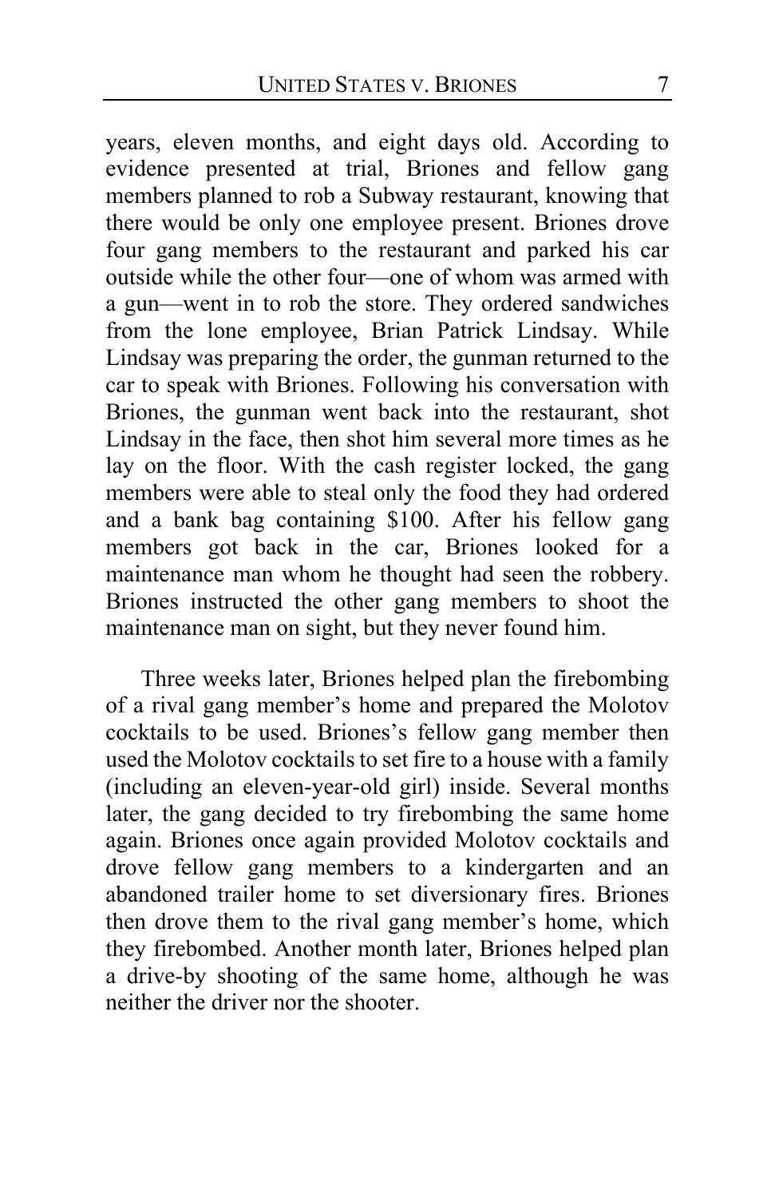years, eleven months, and eight days old. According to evidence presented at trial, Briones and fellow gang members planned to rob a Subway restaurant, knowing that there would be only one employee present. Briones drove four gang members to the restaurant and parked his car outside while the other four—one of whom was armed with a gun—went in to rob the store. They ordered sandwiches from the lone employee, Brian Patrick Lindsay. While Lindsay was preparing the order, the gunman returned to the car to speak with Briones. Following his conversation with Briones, the gunman went back into the restaurant, shot Lindsay in the face, then shot him several more times as he lay on the floor. With the cash register locked, the gang members were able to steal only the food they had ordered and a bank bag containing $100. After his fellow gang members got back in the car, Briones looked for a maintenance man whom he thought had seen the robbery. Briones instructed the other gang members to shoot the maintenance man on sight, but they never found him.

Three weeks later, Briones helped plan the firebombing of a rival gang member's home and prepared the Molotov cocktails to be used. Briones's fellow gang member then used the Molotov cocktails to set fire to a house with a family (including an eleven-year-old girl) inside. Several months later, the gang decided to try firebombing the same home again. Briones once again provided Molotov cocktails and drove fellow gang members to a kindergarten and an abandoned trailer home to set diversionary fires. Briones then drove them to the rival gang member's home, which they firebombed. Another month later, Briones helped plan a drive-by shooting of the same home, although he was neither the driver nor the shooter.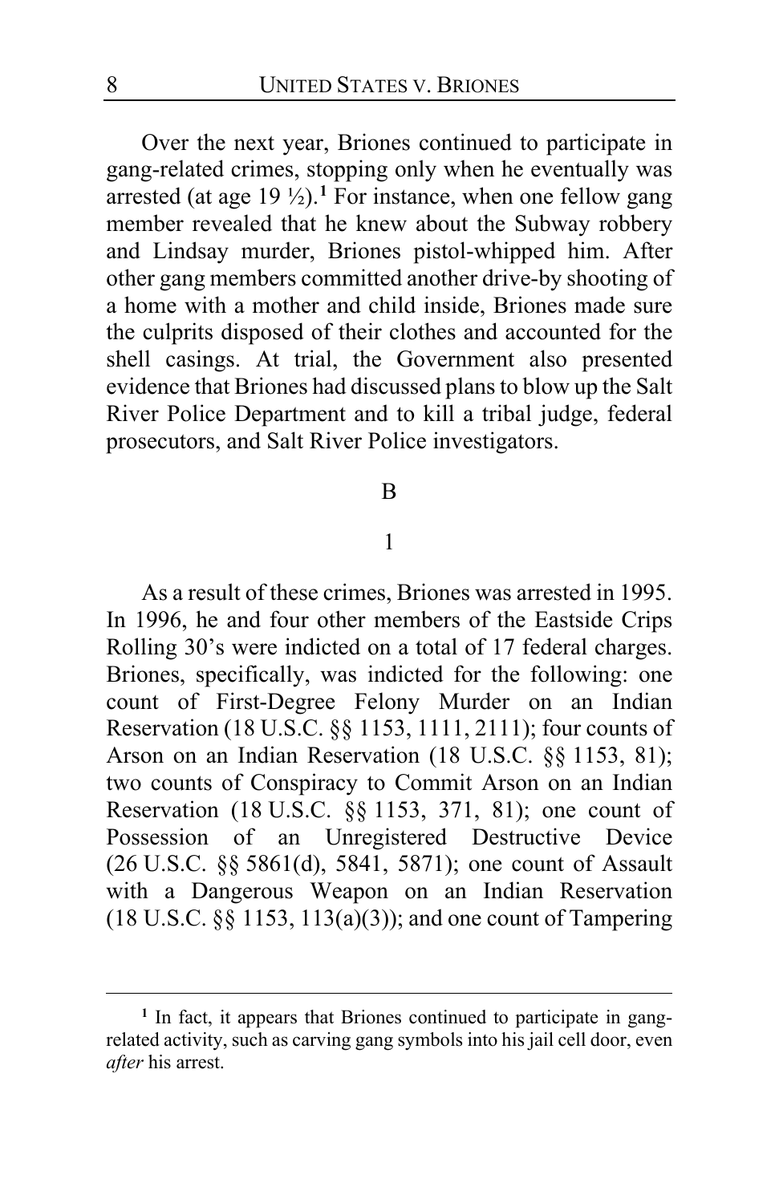Over the next year, Briones continued to participate in gang-related crimes, stopping only when he eventually was arrested (at age 19 ½).[1] For instance, when one fellow gang member revealed that he knew about the Subway robbery and Lindsay murder, Briones pistol-whipped him. After other gang members committed another drive-by shooting of a home with a mother and child inside, Briones made sure the culprits disposed of their clothes and accounted for the shell casings. At trial, the Government also presented evidence that Briones had discussed plans to blow up the Salt River Police Department and to kill a tribal judge, federal prosecutors, and Salt River Police investigators.

B

1

As a result of these crimes, Briones was arrested in 1995. In 1996, he and four other members of the Eastside Crips Rolling 30's were indicted on a total of 17 federal charges. Briones, specifically, was indicted for the following: one count of First-Degree Felony Murder on an Indian Reservation (18 U.S.C. §§ 1153, 1111, 2111); four counts of Arson on an Indian Reservation (18 U.S.C. §§ 1153, 81); two counts of Conspiracy to Commit Arson on an Indian Reservation (18 U.S.C. §§ 1153, 371, 81); one count of Possession of an Unregistered Destructive Device (26 U.S.C. §§ 5861(d), 5841, 5871); one count of Assault with a Dangerous Weapon on an Indian Reservation (18 U.S.C. §§ 1153, 113(a)(3)); and one count of Tampering

---

[1] In fact, it appears that Briones continued to participate in gang-related activity, such as carving gang symbols into his jail cell door, even *after* his arrest.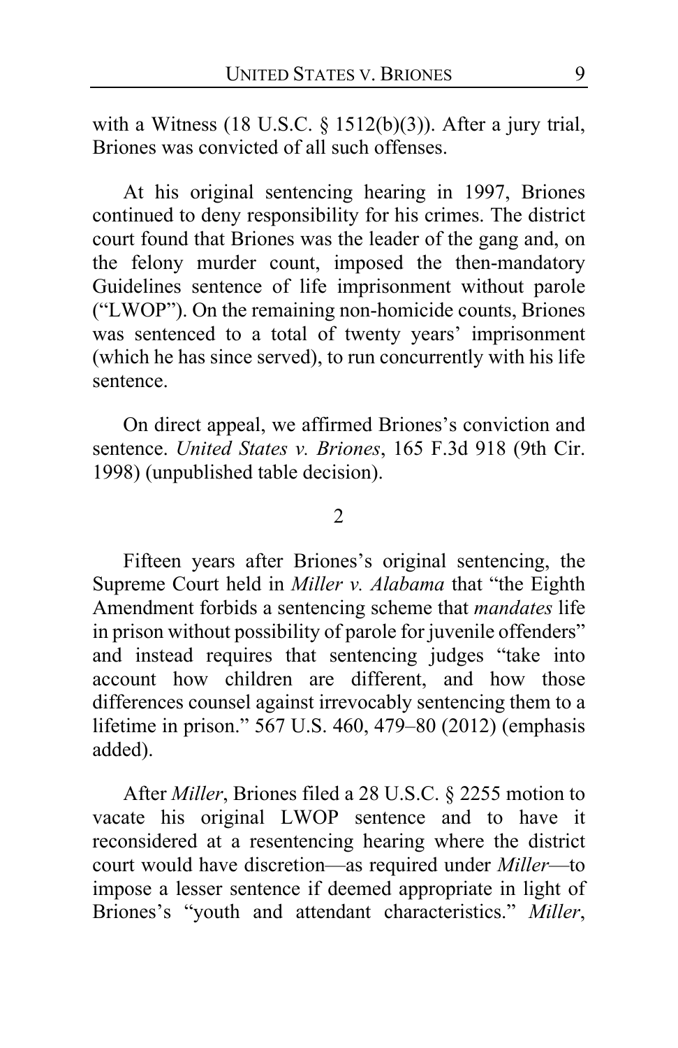with a Witness (18 U.S.C. § 1512(b)(3)). After a jury trial, Briones was convicted of all such offenses.

At his original sentencing hearing in 1997, Briones continued to deny responsibility for his crimes. The district court found that Briones was the leader of the gang and, on the felony murder count, imposed the then-mandatory Guidelines sentence of life imprisonment without parole ("LWOP"). On the remaining non-homicide counts, Briones was sentenced to a total of twenty years' imprisonment (which he has since served), to run concurrently with his life sentence.

On direct appeal, we affirmed Briones's conviction and sentence. *United States v. Briones*, 165 F.3d 918 (9th Cir. 1998) (unpublished table decision).

2

Fifteen years after Briones's original sentencing, the Supreme Court held in *Miller v. Alabama* that "the Eighth Amendment forbids a sentencing scheme that *mandates* life in prison without possibility of parole for juvenile offenders" and instead requires that sentencing judges "take into account how children are different, and how those differences counsel against irrevocably sentencing them to a lifetime in prison." 567 U.S. 460, 479–80 (2012) (emphasis added).

After *Miller*, Briones filed a 28 U.S.C. § 2255 motion to vacate his original LWOP sentence and to have it reconsidered at a resentencing hearing where the district court would have discretion—as required under *Miller*—to impose a lesser sentence if deemed appropriate in light of Briones's "youth and attendant characteristics." *Miller*,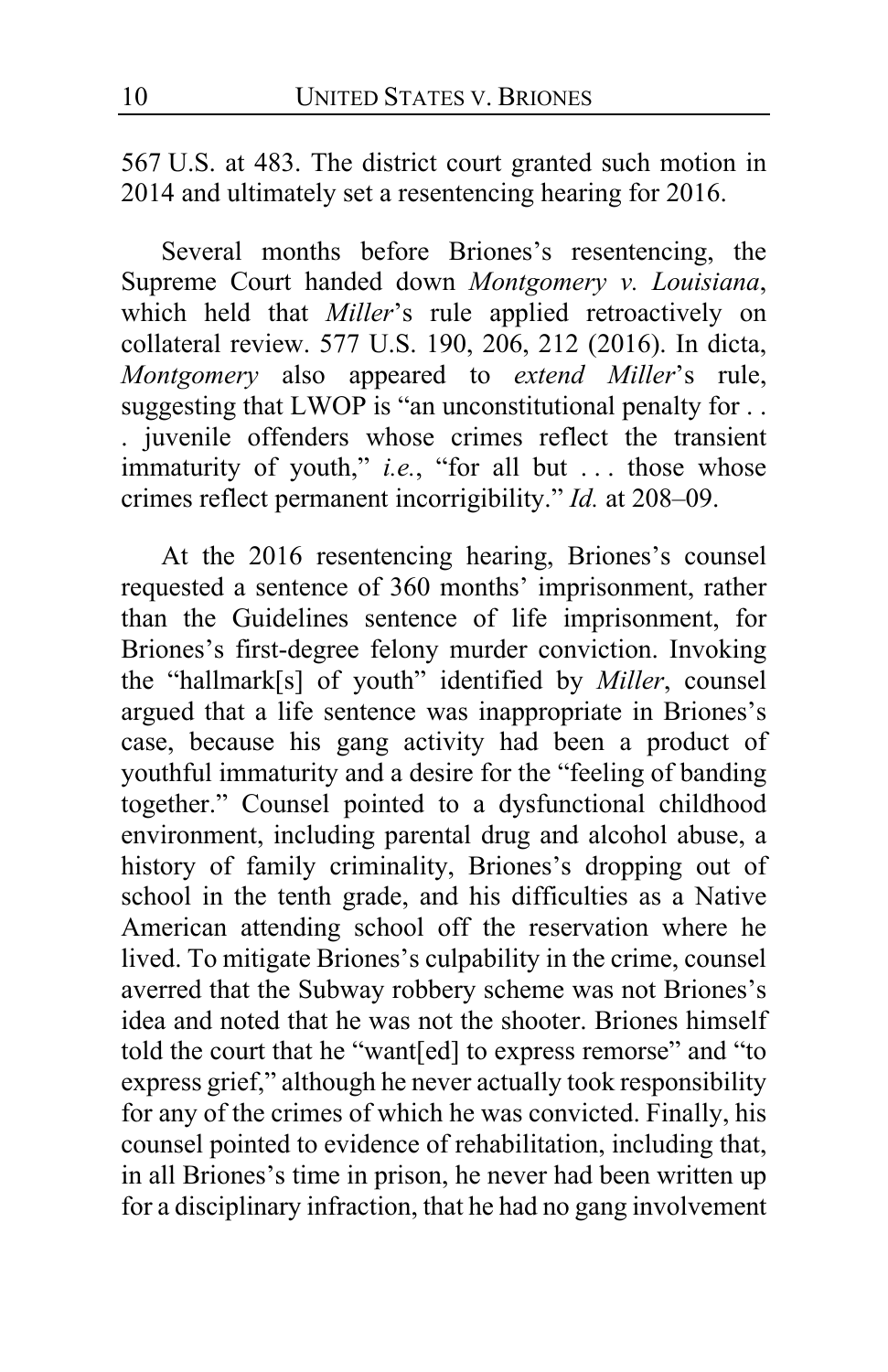567 U.S. at 483. The district court granted such motion in 2014 and ultimately set a resentencing hearing for 2016.

Several months before Briones's resentencing, the Supreme Court handed down *Montgomery v. Louisiana*, which held that *Miller*'s rule applied retroactively on collateral review. 577 U.S. 190, 206, 212 (2016). In dicta, *Montgomery* also appeared to *extend Miller*'s rule, suggesting that LWOP is "an unconstitutional penalty for . . . juvenile offenders whose crimes reflect the transient immaturity of youth," *i.e.*, "for all but . . . those whose crimes reflect permanent incorrigibility." *Id.* at 208–09.

At the 2016 resentencing hearing, Briones's counsel requested a sentence of 360 months' imprisonment, rather than the Guidelines sentence of life imprisonment, for Briones's first-degree felony murder conviction. Invoking the "hallmark[s] of youth" identified by *Miller*, counsel argued that a life sentence was inappropriate in Briones's case, because his gang activity had been a product of youthful immaturity and a desire for the "feeling of banding together." Counsel pointed to a dysfunctional childhood environment, including parental drug and alcohol abuse, a history of family criminality, Briones's dropping out of school in the tenth grade, and his difficulties as a Native American attending school off the reservation where he lived. To mitigate Briones's culpability in the crime, counsel averred that the Subway robbery scheme was not Briones's idea and noted that he was not the shooter. Briones himself told the court that he "want[ed] to express remorse" and "to express grief," although he never actually took responsibility for any of the crimes of which he was convicted. Finally, his counsel pointed to evidence of rehabilitation, including that, in all Briones's time in prison, he never had been written up for a disciplinary infraction, that he had no gang involvement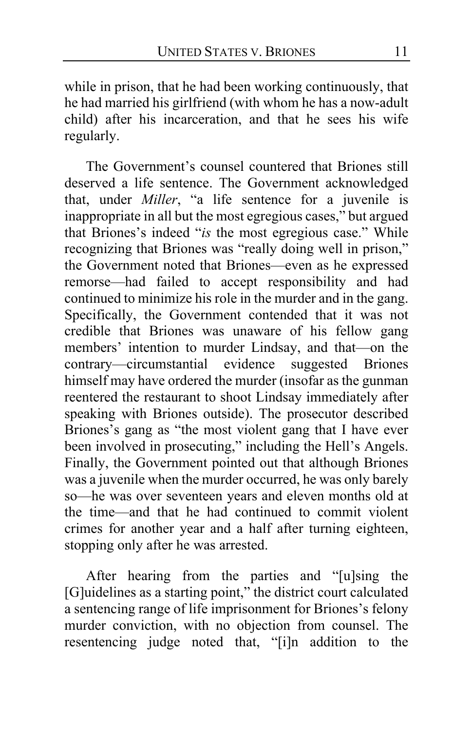while in prison, that he had been working continuously, that he had married his girlfriend (with whom he has a now-adult child) after his incarceration, and that he sees his wife regularly.

The Government's counsel countered that Briones still deserved a life sentence. The Government acknowledged that, under *Miller*, "a life sentence for a juvenile is inappropriate in all but the most egregious cases," but argued that Briones's indeed "*is* the most egregious case." While recognizing that Briones was "really doing well in prison," the Government noted that Briones—even as he expressed remorse—had failed to accept responsibility and had continued to minimize his role in the murder and in the gang. Specifically, the Government contended that it was not credible that Briones was unaware of his fellow gang members' intention to murder Lindsay, and that—on the contrary—circumstantial evidence suggested Briones himself may have ordered the murder (insofar as the gunman reentered the restaurant to shoot Lindsay immediately after speaking with Briones outside). The prosecutor described Briones's gang as "the most violent gang that I have ever been involved in prosecuting," including the Hell's Angels. Finally, the Government pointed out that although Briones was a juvenile when the murder occurred, he was only barely so—he was over seventeen years and eleven months old at the time—and that he had continued to commit violent crimes for another year and a half after turning eighteen, stopping only after he was arrested.

After hearing from the parties and "[u]sing the [G]uidelines as a starting point," the district court calculated a sentencing range of life imprisonment for Briones's felony murder conviction, with no objection from counsel. The resentencing judge noted that, "[i]n addition to the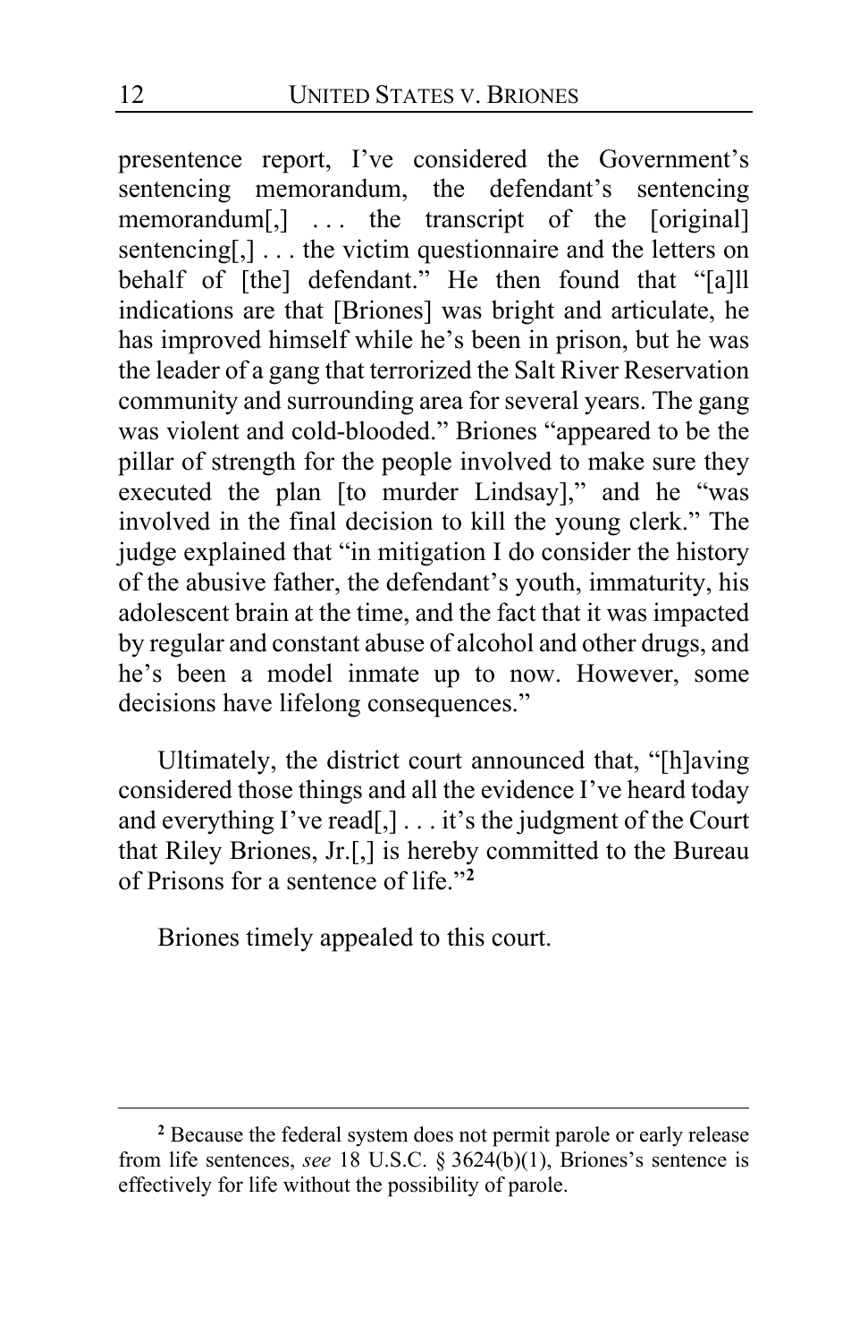presentence report, I've considered the Government's sentencing memorandum, the defendant's sentencing memorandum[,] . . . the transcript of the [original] sentencing[,] . . . the victim questionnaire and the letters on behalf of [the] defendant." He then found that "[a]ll indications are that [Briones] was bright and articulate, he has improved himself while he's been in prison, but he was the leader of a gang that terrorized the Salt River Reservation community and surrounding area for several years. The gang was violent and cold-blooded." Briones "appeared to be the pillar of strength for the people involved to make sure they executed the plan [to murder Lindsay]," and he "was involved in the final decision to kill the young clerk." The judge explained that "in mitigation I do consider the history of the abusive father, the defendant's youth, immaturity, his adolescent brain at the time, and the fact that it was impacted by regular and constant abuse of alcohol and other drugs, and he's been a model inmate up to now. However, some decisions have lifelong consequences."

Ultimately, the district court announced that, "[h]aving considered those things and all the evidence I've heard today and everything I've read[,] . . . it's the judgment of the Court that Riley Briones, Jr.[,] is hereby committed to the Bureau of Prisons for a sentence of life."[2]

Briones timely appealed to this court.

---

[2] Because the federal system does not permit parole or early release from life sentences, *see* 18 U.S.C. § 3624(b)(1), Briones's sentence is effectively for life without the possibility of parole.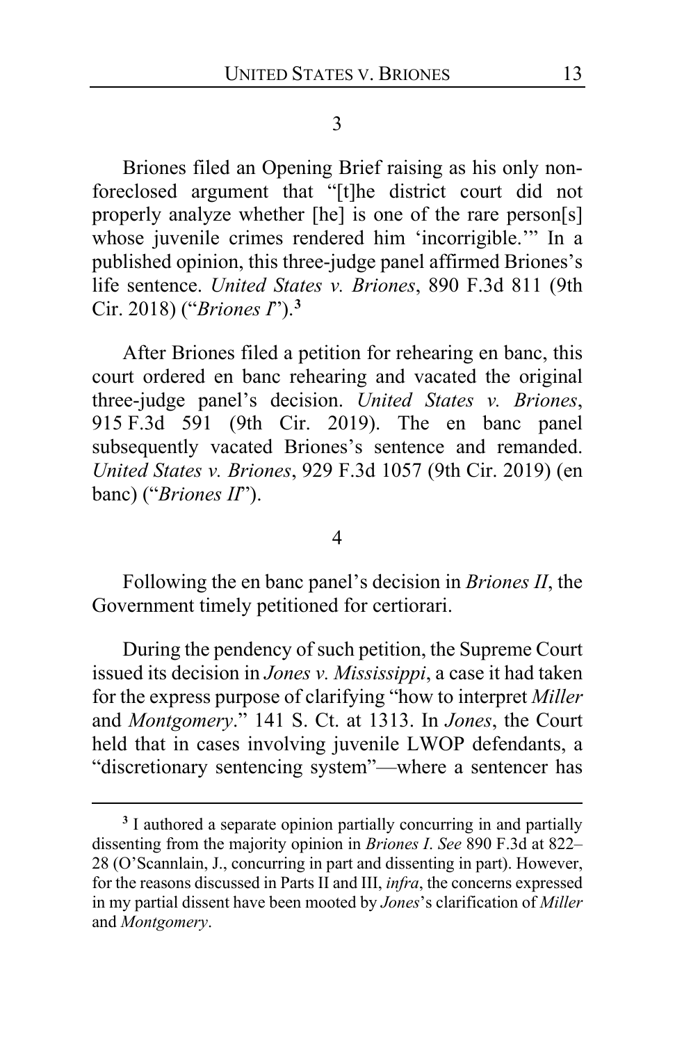3

Briones filed an Opening Brief raising as his only non-foreclosed argument that "[t]he district court did not properly analyze whether [he] is one of the rare person[s] whose juvenile crimes rendered him 'incorrigible.'" In a published opinion, this three-judge panel affirmed Briones's life sentence. *United States v. Briones*, 890 F.3d 811 (9th Cir. 2018) ("*Briones I*").[3]

After Briones filed a petition for rehearing en banc, this court ordered en banc rehearing and vacated the original three-judge panel's decision. *United States v. Briones*, 915 F.3d 591 (9th Cir. 2019). The en banc panel subsequently vacated Briones's sentence and remanded. *United States v. Briones*, 929 F.3d 1057 (9th Cir. 2019) (en banc) ("*Briones II*").

4

Following the en banc panel's decision in *Briones II*, the Government timely petitioned for certiorari.

During the pendency of such petition, the Supreme Court issued its decision in *Jones v. Mississippi*, a case it had taken for the express purpose of clarifying "how to interpret *Miller* and *Montgomery*." 141 S. Ct. at 1313. In *Jones*, the Court held that in cases involving juvenile LWOP defendants, a "discretionary sentencing system"—where a sentencer has

---

[3] I authored a separate opinion partially concurring in and partially dissenting from the majority opinion in *Briones I*. *See* 890 F.3d at 822–28 (O'Scannlain, J., concurring in part and dissenting in part). However, for the reasons discussed in Parts II and III, *infra*, the concerns expressed in my partial dissent have been mooted by *Jones*'s clarification of *Miller* and *Montgomery*.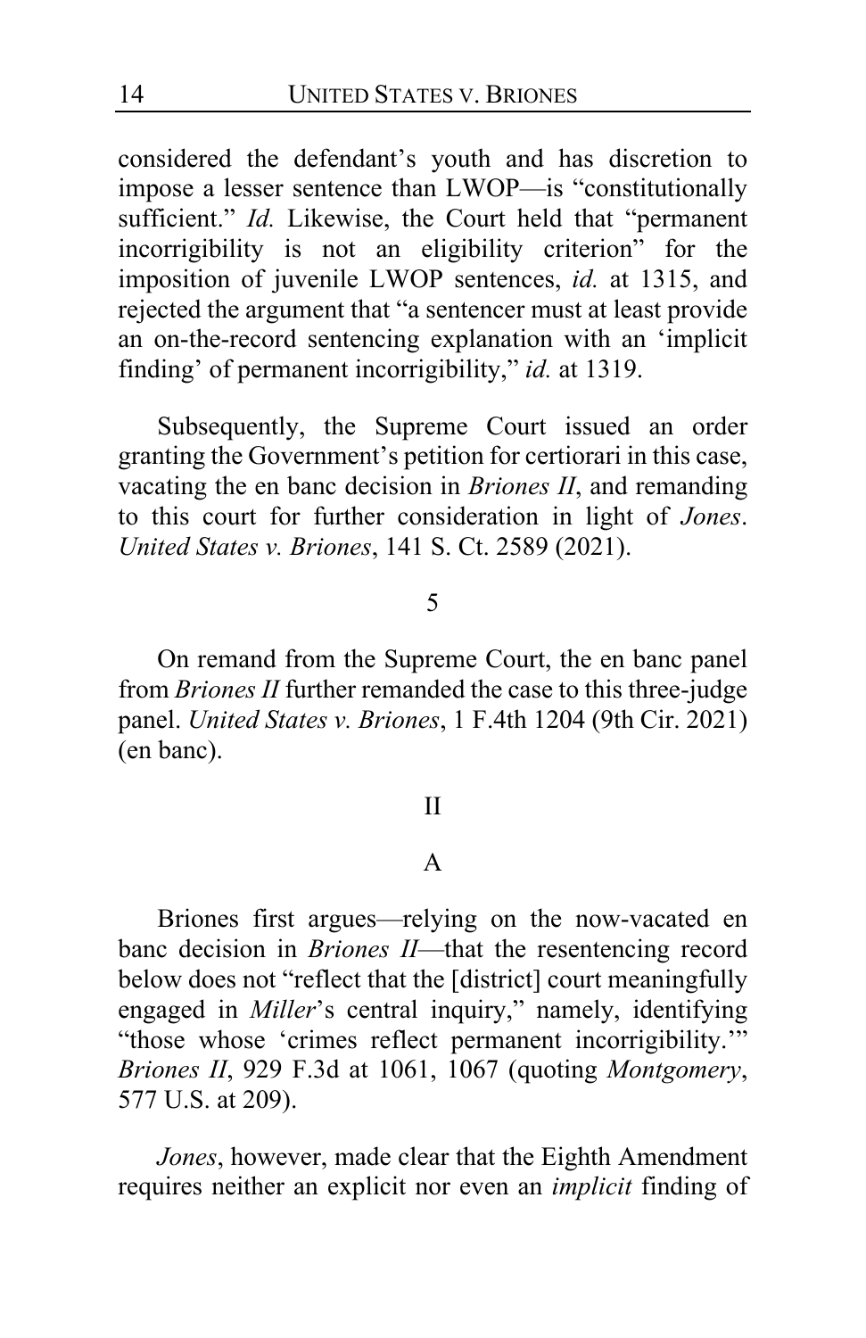considered the defendant's youth and has discretion to impose a lesser sentence than LWOP—is "constitutionally sufficient." *Id.* Likewise, the Court held that "permanent incorrigibility is not an eligibility criterion" for the imposition of juvenile LWOP sentences, *id.* at 1315, and rejected the argument that "a sentencer must at least provide an on-the-record sentencing explanation with an 'implicit finding' of permanent incorrigibility," *id.* at 1319.

Subsequently, the Supreme Court issued an order granting the Government's petition for certiorari in this case, vacating the en banc decision in *Briones II*, and remanding to this court for further consideration in light of *Jones*. *United States v. Briones*, 141 S. Ct. 2589 (2021).

5

On remand from the Supreme Court, the en banc panel from *Briones II* further remanded the case to this three-judge panel. *United States v. Briones*, 1 F.4th 1204 (9th Cir. 2021) (en banc).

## II

### A

Briones first argues—relying on the now-vacated en banc decision in *Briones II*—that the resentencing record below does not "reflect that the [district] court meaningfully engaged in *Miller*'s central inquiry," namely, identifying "those whose 'crimes reflect permanent incorrigibility.'" *Briones II*, 929 F.3d at 1061, 1067 (quoting *Montgomery*, 577 U.S. at 209).

*Jones*, however, made clear that the Eighth Amendment requires neither an explicit nor even an *implicit* finding of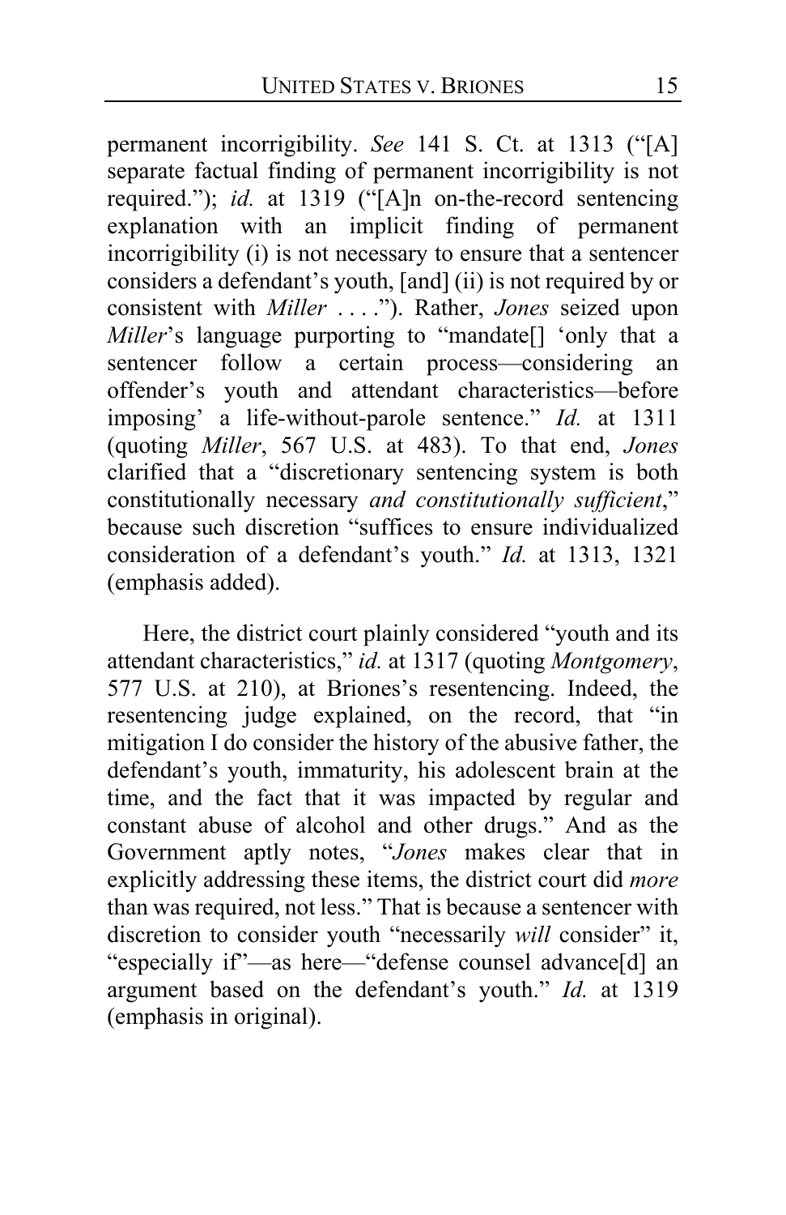permanent incorrigibility. *See* 141 S. Ct. at 1313 ("[A] separate factual finding of permanent incorrigibility is not required."); *id.* at 1319 ("[A]n on-the-record sentencing explanation with an implicit finding of permanent incorrigibility (i) is not necessary to ensure that a sentencer considers a defendant's youth, [and] (ii) is not required by or consistent with *Miller* . . . ."). Rather, *Jones* seized upon *Miller*'s language purporting to "mandate[] 'only that a sentencer follow a certain process—considering an offender's youth and attendant characteristics—before imposing' a life-without-parole sentence." *Id.* at 1311 (quoting *Miller*, 567 U.S. at 483). To that end, *Jones* clarified that a "discretionary sentencing system is both constitutionally necessary *and constitutionally sufficient*," because such discretion "suffices to ensure individualized consideration of a defendant's youth." *Id.* at 1313, 1321 (emphasis added).

Here, the district court plainly considered "youth and its attendant characteristics," *id.* at 1317 (quoting *Montgomery*, 577 U.S. at 210), at Briones's resentencing. Indeed, the resentencing judge explained, on the record, that "in mitigation I do consider the history of the abusive father, the defendant's youth, immaturity, his adolescent brain at the time, and the fact that it was impacted by regular and constant abuse of alcohol and other drugs." And as the Government aptly notes, "*Jones* makes clear that in explicitly addressing these items, the district court did *more* than was required, not less." That is because a sentencer with discretion to consider youth "necessarily *will* consider" it, "especially if"—as here—"defense counsel advance[d] an argument based on the defendant's youth." *Id.* at 1319 (emphasis in original).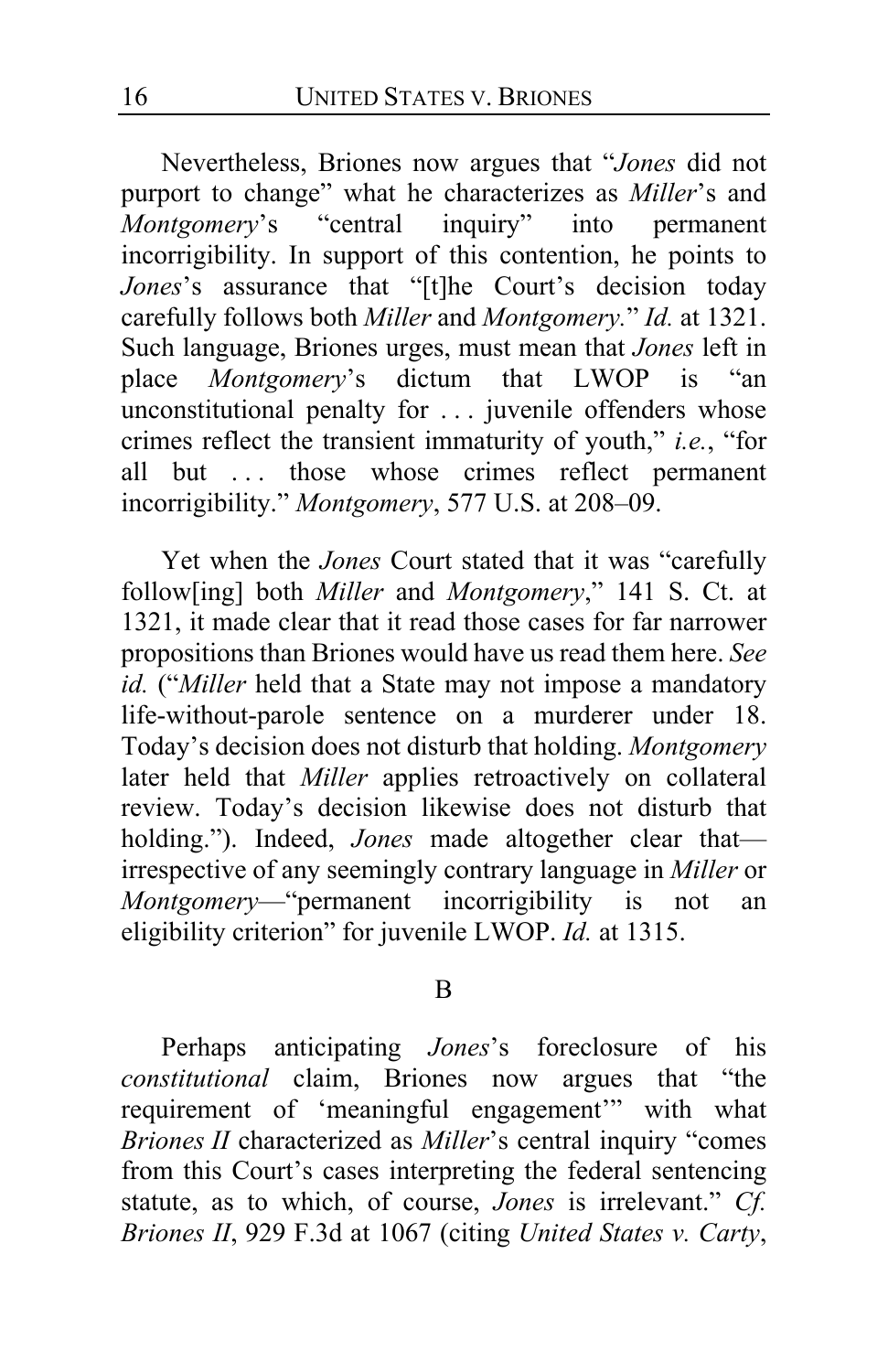Nevertheless, Briones now argues that "*Jones* did not purport to change" what he characterizes as *Miller*'s and *Montgomery*'s "central inquiry" into permanent incorrigibility. In support of this contention, he points to *Jones*'s assurance that "[t]he Court's decision today carefully follows both *Miller* and *Montgomery*." *Id.* at 1321. Such language, Briones urges, must mean that *Jones* left in place *Montgomery*'s dictum that LWOP is "an unconstitutional penalty for . . . juvenile offenders whose crimes reflect the transient immaturity of youth," *i.e.*, "for all but . . . those whose crimes reflect permanent incorrigibility." *Montgomery*, 577 U.S. at 208–09.

Yet when the *Jones* Court stated that it was "carefully follow[ing] both *Miller* and *Montgomery*," 141 S. Ct. at 1321, it made clear that it read those cases for far narrower propositions than Briones would have us read them here. *See id.* ("*Miller* held that a State may not impose a mandatory life-without-parole sentence on a murderer under 18. Today's decision does not disturb that holding. *Montgomery* later held that *Miller* applies retroactively on collateral review. Today's decision likewise does not disturb that holding."). Indeed, *Jones* made altogether clear that—irrespective of any seemingly contrary language in *Miller* or *Montgomery*—"permanent incorrigibility is not an eligibility criterion" for juvenile LWOP. *Id.* at 1315.

## B

Perhaps anticipating *Jones*'s foreclosure of his *constitutional* claim, Briones now argues that "the requirement of 'meaningful engagement'" with what *Briones II* characterized as *Miller*'s central inquiry "comes from this Court's cases interpreting the federal sentencing statute, as to which, of course, *Jones* is irrelevant." *Cf. Briones II*, 929 F.3d at 1067 (citing *United States v. Carty*,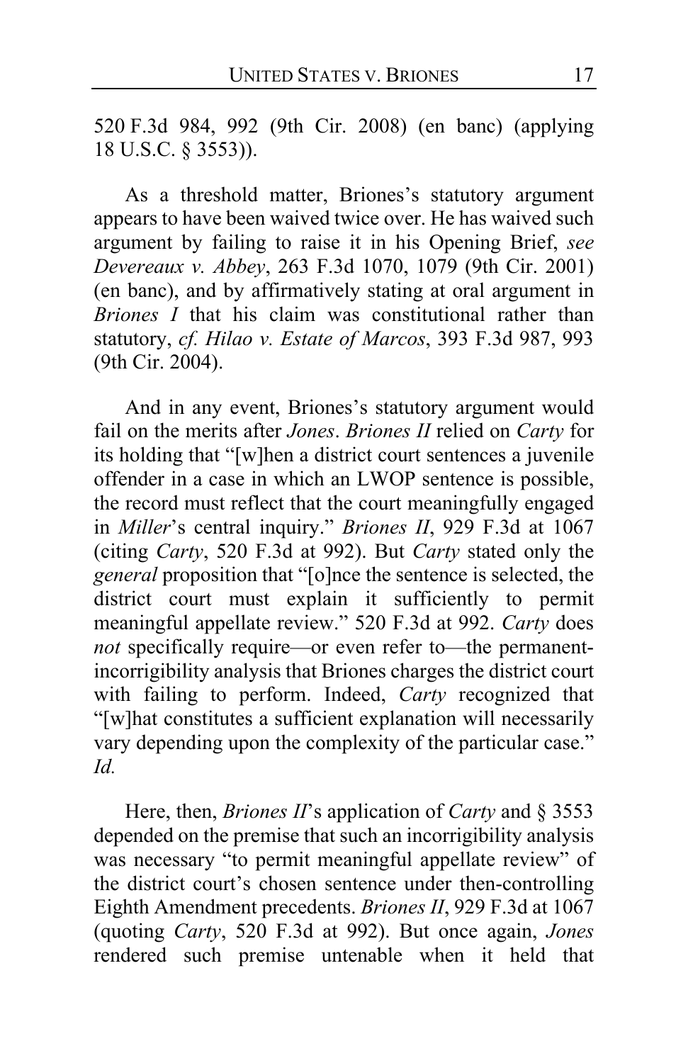520 F.3d 984, 992 (9th Cir. 2008) (en banc) (applying 18 U.S.C. § 3553)).

As a threshold matter, Briones's statutory argument appears to have been waived twice over. He has waived such argument by failing to raise it in his Opening Brief, *see Devereaux v. Abbey*, 263 F.3d 1070, 1079 (9th Cir. 2001) (en banc), and by affirmatively stating at oral argument in *Briones I* that his claim was constitutional rather than statutory, *cf. Hilao v. Estate of Marcos*, 393 F.3d 987, 993 (9th Cir. 2004).

And in any event, Briones's statutory argument would fail on the merits after *Jones*. *Briones II* relied on *Carty* for its holding that "[w]hen a district court sentences a juvenile offender in a case in which an LWOP sentence is possible, the record must reflect that the court meaningfully engaged in *Miller*'s central inquiry." *Briones II*, 929 F.3d at 1067 (citing *Carty*, 520 F.3d at 992). But *Carty* stated only the *general* proposition that "[o]nce the sentence is selected, the district court must explain it sufficiently to permit meaningful appellate review." 520 F.3d at 992. *Carty* does *not* specifically require—or even refer to—the permanent-incorrigibility analysis that Briones charges the district court with failing to perform. Indeed, *Carty* recognized that "[w]hat constitutes a sufficient explanation will necessarily vary depending upon the complexity of the particular case." *Id.*

Here, then, *Briones II*'s application of *Carty* and § 3553 depended on the premise that such an incorrigibility analysis was necessary "to permit meaningful appellate review" of the district court's chosen sentence under then-controlling Eighth Amendment precedents. *Briones II*, 929 F.3d at 1067 (quoting *Carty*, 520 F.3d at 992). But once again, *Jones* rendered such premise untenable when it held that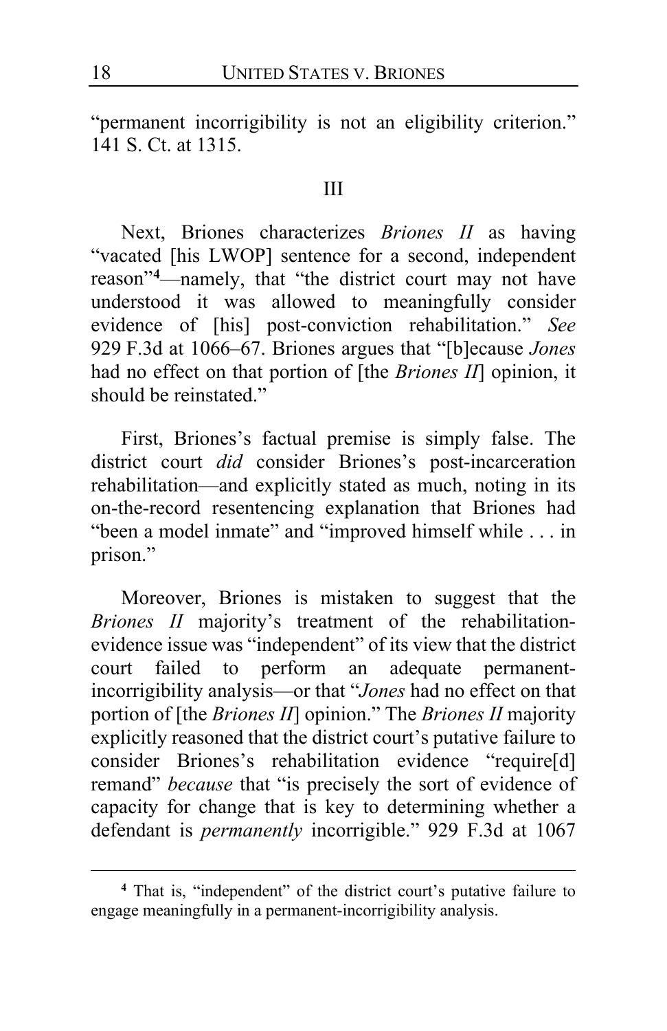"permanent incorrigibility is not an eligibility criterion." 141 S. Ct. at 1315.

III

Next, Briones characterizes *Briones II* as having "vacated [his LWOP] sentence for a second, independent reason"[4]—namely, that "the district court may not have understood it was allowed to meaningfully consider evidence of [his] post-conviction rehabilitation." *See* 929 F.3d at 1066–67. Briones argues that "[b]ecause *Jones* had no effect on that portion of [the *Briones II*] opinion, it should be reinstated."

First, Briones's factual premise is simply false. The district court *did* consider Briones's post-incarceration rehabilitation—and explicitly stated as much, noting in its on-the-record resentencing explanation that Briones had "been a model inmate" and "improved himself while . . . in prison."

Moreover, Briones is mistaken to suggest that the *Briones II* majority's treatment of the rehabilitation-evidence issue was "independent" of its view that the district court failed to perform an adequate permanent-incorrigibility analysis—or that "*Jones* had no effect on that portion of [the *Briones II*] opinion." The *Briones II* majority explicitly reasoned that the district court's putative failure to consider Briones's rehabilitation evidence "require[d] remand" *because* that "is precisely the sort of evidence of capacity for change that is key to determining whether a defendant is *permanently* incorrigible." 929 F.3d at 1067

[4] That is, "independent" of the district court's putative failure to engage meaningfully in a permanent-incorrigibility analysis.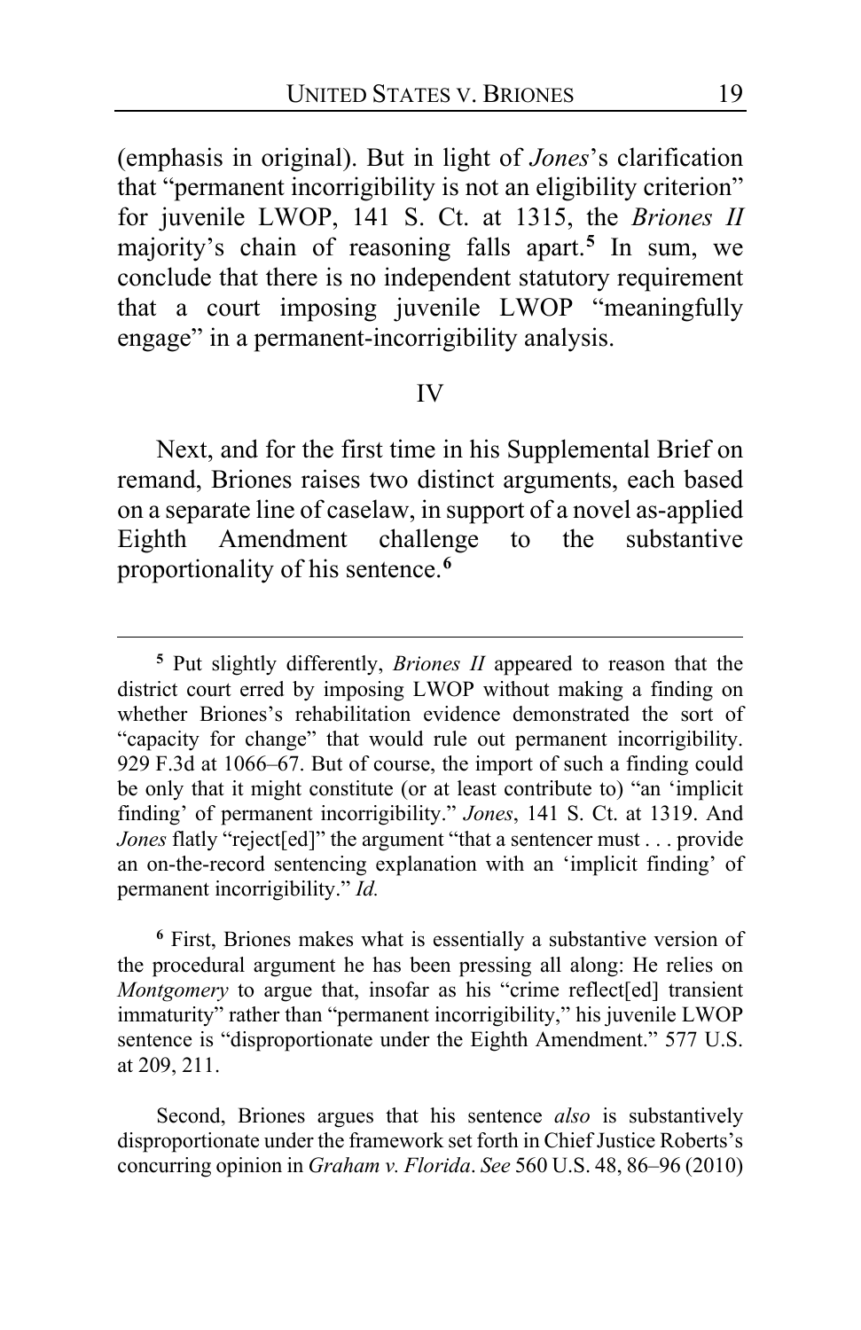(emphasis in original). But in light of *Jones*'s clarification that "permanent incorrigibility is not an eligibility criterion" for juvenile LWOP, 141 S. Ct. at 1315, the *Briones II* majority's chain of reasoning falls apart.[5] In sum, we conclude that there is no independent statutory requirement that a court imposing juvenile LWOP "meaningfully engage" in a permanent-incorrigibility analysis.

## IV

Next, and for the first time in his Supplemental Brief on remand, Briones raises two distinct arguments, each based on a separate line of caselaw, in support of a novel as-applied Eighth Amendment challenge to the substantive proportionality of his sentence.[6]

---

[5] Put slightly differently, *Briones II* appeared to reason that the district court erred by imposing LWOP without making a finding on whether Briones's rehabilitation evidence demonstrated the sort of "capacity for change" that would rule out permanent incorrigibility. 929 F.3d at 1066–67. But of course, the import of such a finding could be only that it might constitute (or at least contribute to) "an 'implicit finding' of permanent incorrigibility." *Jones*, 141 S. Ct. at 1319. And *Jones* flatly "reject[ed]" the argument "that a sentencer must . . . provide an on-the-record sentencing explanation with an 'implicit finding' of permanent incorrigibility." *Id.*

[6] First, Briones makes what is essentially a substantive version of the procedural argument he has been pressing all along: He relies on *Montgomery* to argue that, insofar as his "crime reflect[ed] transient immaturity" rather than "permanent incorrigibility," his juvenile LWOP sentence is "disproportionate under the Eighth Amendment." 577 U.S. at 209, 211.

Second, Briones argues that his sentence *also* is substantively disproportionate under the framework set forth in Chief Justice Roberts's concurring opinion in *Graham v. Florida*. *See* 560 U.S. 48, 86–96 (2010)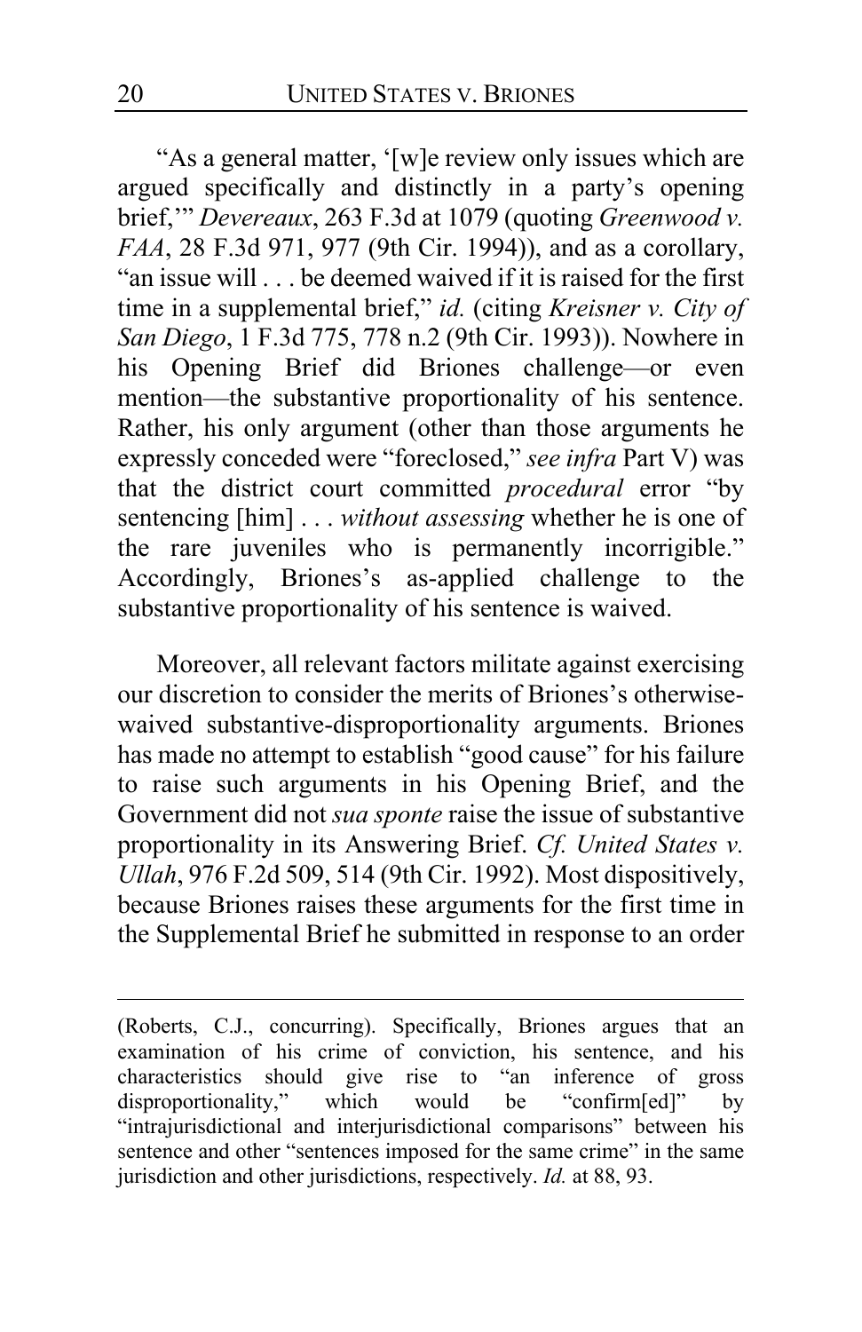"As a general matter, '[w]e review only issues which are argued specifically and distinctly in a party's opening brief,'" *Devereaux*, 263 F.3d at 1079 (quoting *Greenwood v. FAA*, 28 F.3d 971, 977 (9th Cir. 1994)), and as a corollary, "an issue will . . . be deemed waived if it is raised for the first time in a supplemental brief," *id.* (citing *Kreisner v. City of San Diego*, 1 F.3d 775, 778 n.2 (9th Cir. 1993)). Nowhere in his Opening Brief did Briones challenge—or even mention—the substantive proportionality of his sentence. Rather, his only argument (other than those arguments he expressly conceded were "foreclosed," *see infra* Part V) was that the district court committed *procedural* error "by sentencing [him] . . . *without assessing* whether he is one of the rare juveniles who is permanently incorrigible." Accordingly, Briones's as-applied challenge to the substantive proportionality of his sentence is waived.

Moreover, all relevant factors militate against exercising our discretion to consider the merits of Briones's otherwise-waived substantive-disproportionality arguments. Briones has made no attempt to establish "good cause" for his failure to raise such arguments in his Opening Brief, and the Government did not *sua sponte* raise the issue of substantive proportionality in its Answering Brief. *Cf. United States v. Ullah*, 976 F.2d 509, 514 (9th Cir. 1992). Most dispositively, because Briones raises these arguments for the first time in the Supplemental Brief he submitted in response to an order

---

(Roberts, C.J., concurring). Specifically, Briones argues that an examination of his crime of conviction, his sentence, and his characteristics should give rise to "an inference of gross disproportionality," which would be "confirm[ed]" by "intrajurisdictional and interjurisdictional comparisons" between his sentence and other "sentences imposed for the same crime" in the same jurisdiction and other jurisdictions, respectively. *Id.* at 88, 93.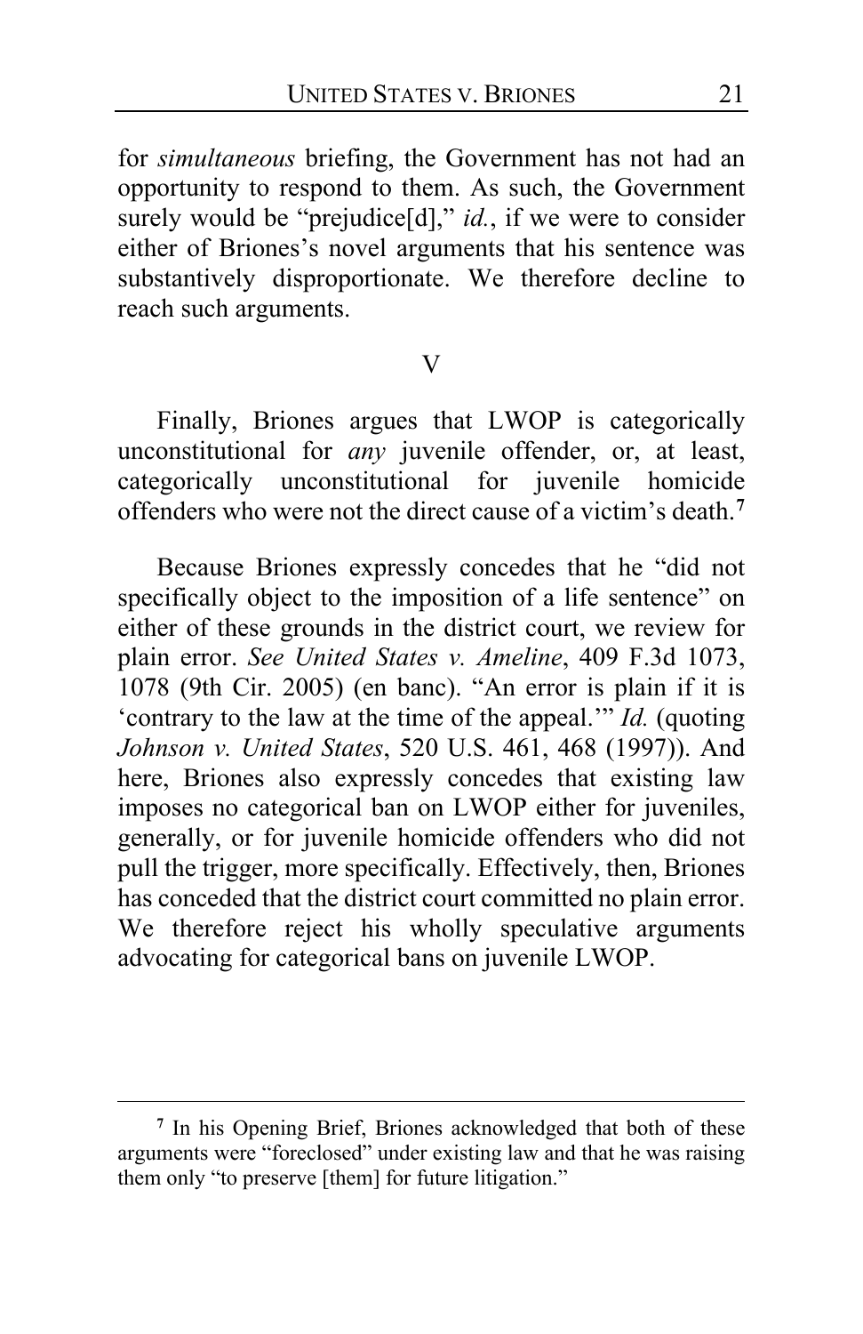for *simultaneous* briefing, the Government has not had an opportunity to respond to them. As such, the Government surely would be "prejudice[d]," *id.*, if we were to consider either of Briones's novel arguments that his sentence was substantively disproportionate. We therefore decline to reach such arguments.

## V

Finally, Briones argues that LWOP is categorically unconstitutional for *any* juvenile offender, or, at least, categorically unconstitutional for juvenile homicide offenders who were not the direct cause of a victim's death.[7]

Because Briones expressly concedes that he "did not specifically object to the imposition of a life sentence" on either of these grounds in the district court, we review for plain error. *See United States v. Ameline*, 409 F.3d 1073, 1078 (9th Cir. 2005) (en banc). "An error is plain if it is 'contrary to the law at the time of the appeal.'" *Id.* (quoting *Johnson v. United States*, 520 U.S. 461, 468 (1997)). And here, Briones also expressly concedes that existing law imposes no categorical ban on LWOP either for juveniles, generally, or for juvenile homicide offenders who did not pull the trigger, more specifically. Effectively, then, Briones has conceded that the district court committed no plain error. We therefore reject his wholly speculative arguments advocating for categorical bans on juvenile LWOP.

---

[7] In his Opening Brief, Briones acknowledged that both of these arguments were "foreclosed" under existing law and that he was raising them only "to preserve [them] for future litigation."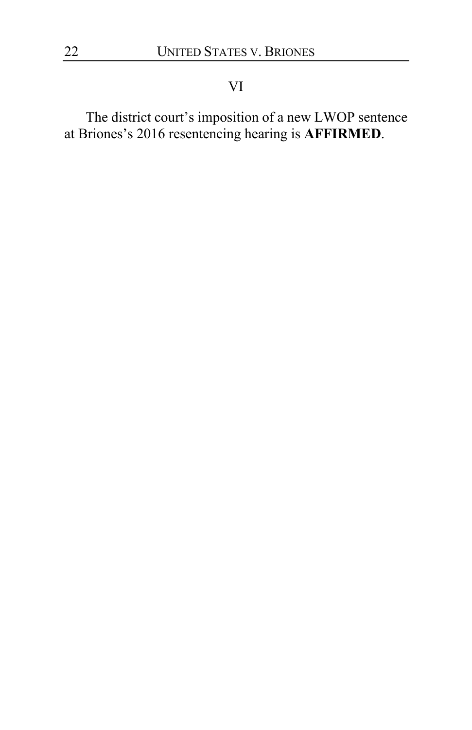## VI

The district court's imposition of a new LWOP sentence at Briones's 2016 resentencing hearing is **AFFIRMED**.